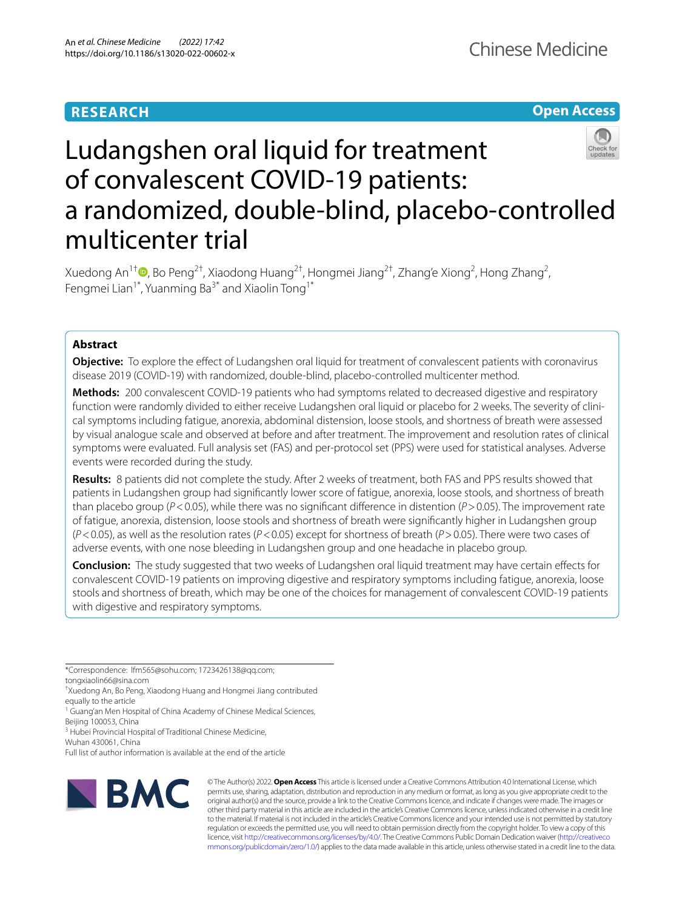RESEARCH

Open Access

# Ludangshen oral liquid for treatment of convalescent COVID-19 patients: a randomized, double-blind, placebo-controlled multicenter trial

Xuedong An[1†], Bo Peng[2†], Xiaodong Huang[2†], Hongmei Jiang[2†], Zhang'e Xiong[2], Hong Zhang[2], Fengmei Lian[1*], Yuanming Ba[3*] and Xiaolin Tong[1*]

## Abstract

**Objective:** To explore the effect of Ludangshen oral liquid for treatment of convalescent patients with coronavirus disease 2019 (COVID-19) with randomized, double-blind, placebo-controlled multicenter method.

**Methods:** 200 convalescent COVID-19 patients who had symptoms related to decreased digestive and respiratory function were randomly divided to either receive Ludangshen oral liquid or placebo for 2 weeks. The severity of clinical symptoms including fatigue, anorexia, abdominal distension, loose stools, and shortness of breath were assessed by visual analogue scale and observed at before and after treatment. The improvement and resolution rates of clinical symptoms were evaluated. Full analysis set (FAS) and per-protocol set (PPS) were used for statistical analyses. Adverse events were recorded during the study.

**Results:** 8 patients did not complete the study. After 2 weeks of treatment, both FAS and PPS results showed that patients in Ludangshen group had significantly lower score of fatigue, anorexia, loose stools, and shortness of breath than placebo group ($P < 0.05$), while there was no significant difference in distention ($P > 0.05$). The improvement rate of fatigue, anorexia, distension, loose stools and shortness of breath were significantly higher in Ludangshen group ($P < 0.05$), as well as the resolution rates ($P < 0.05$) except for shortness of breath ($P > 0.05$). There were two cases of adverse events, with one nose bleeding in Ludangshen group and one headache in placebo group.

**Conclusion:** The study suggested that two weeks of Ludangshen oral liquid treatment may have certain effects for convalescent COVID-19 patients on improving digestive and respiratory symptoms including fatigue, anorexia, loose stools and shortness of breath, which may be one of the choices for management of convalescent COVID-19 patients with digestive and respiratory symptoms.

*Correspondence: lfm565@sohu.com; 1723426138@qq.com; tongxiaolin66@sina.com

†Xuedong An, Bo Peng, Xiaodong Huang and Hongmei Jiang contributed equally to the article

[1] Guang'an Men Hospital of China Academy of Chinese Medical Sciences, Beijing 100053, China

[3] Hubei Provincial Hospital of Traditional Chinese Medicine, Wuhan 430061, China

Full list of author information is available at the end of the article

© The Author(s) 2022. **Open Access** This article is licensed under a Creative Commons Attribution 4.0 International License, which permits use, sharing, adaptation, distribution and reproduction in any medium or format, as long as you give appropriate credit to the original author(s) and the source, provide a link to the Creative Commons licence, and indicate if changes were made. The images or other third party material in this article are included in the article's Creative Commons licence, unless indicated otherwise in a credit line to the material. If material is not included in the article's Creative Commons licence and your intended use is not permitted by statutory regulation or exceeds the permitted use, you will need to obtain permission directly from the copyright holder. To view a copy of this licence, visit http://creativecommons.org/licenses/by/4.0/. The Creative Commons Public Domain Dedication waiver (http://creativecommons.org/publicdomain/zero/1.0/) applies to the data made available in this article, unless otherwise stated in a credit line to the data.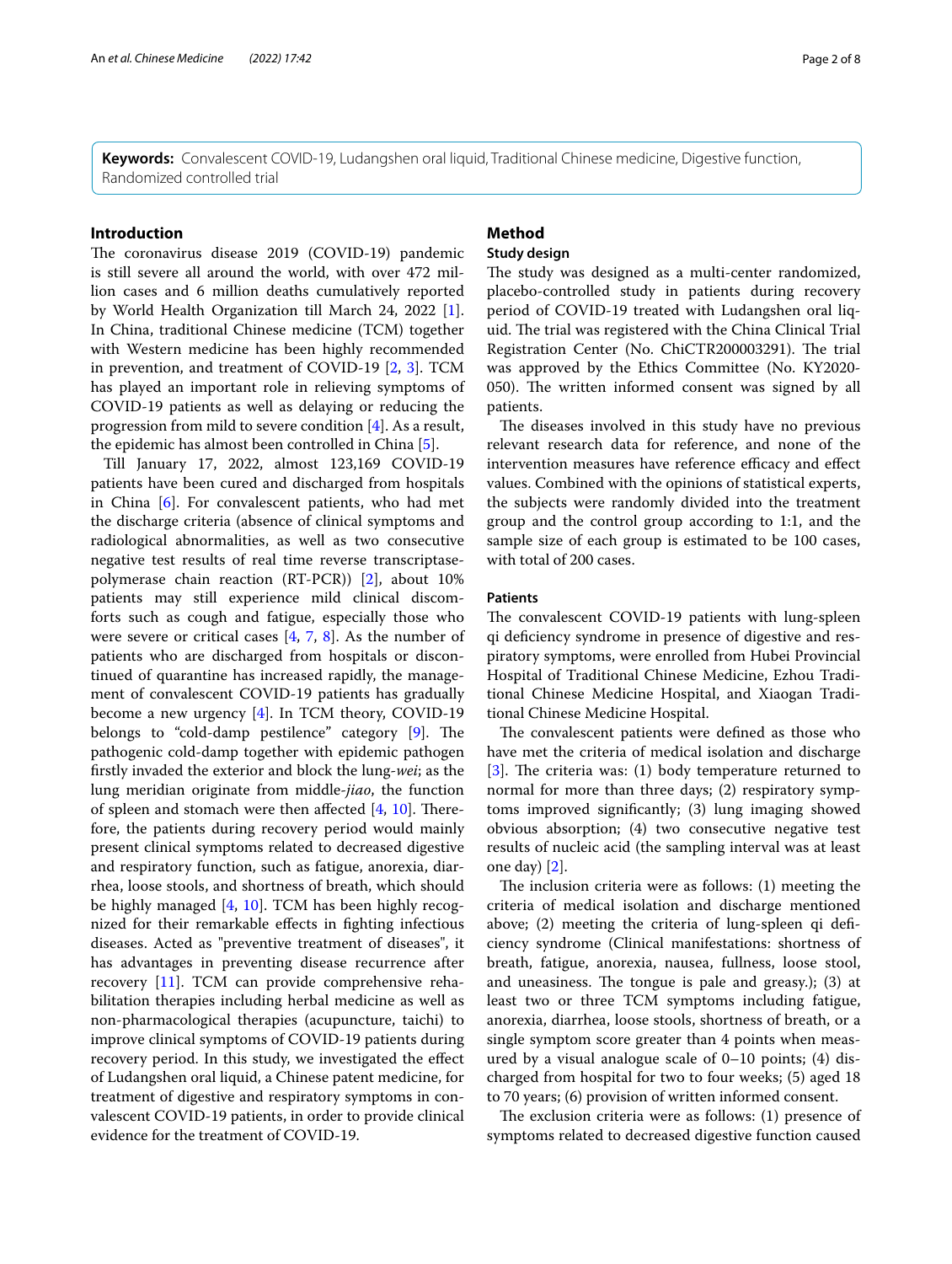**Keywords:** Convalescent COVID-19, Ludangshen oral liquid, Traditional Chinese medicine, Digestive function, Randomized controlled trial

## Introduction

The coronavirus disease 2019 (COVID-19) pandemic is still severe all around the world, with over 472 million cases and 6 million deaths cumulatively reported by World Health Organization till March 24, 2022 [1]. In China, traditional Chinese medicine (TCM) together with Western medicine has been highly recommended in prevention, and treatment of COVID-19 [2, 3]. TCM has played an important role in relieving symptoms of COVID-19 patients as well as delaying or reducing the progression from mild to severe condition [4]. As a result, the epidemic has almost been controlled in China [5].

Till January 17, 2022, almost 123,169 COVID-19 patients have been cured and discharged from hospitals in China [6]. For convalescent patients, who had met the discharge criteria (absence of clinical symptoms and radiological abnormalities, as well as two consecutive negative test results of real time reverse transcriptase-polymerase chain reaction (RT-PCR)) [2], about 10% patients may still experience mild clinical discomforts such as cough and fatigue, especially those who were severe or critical cases [4, 7, 8]. As the number of patients who are discharged from hospitals or discontinued of quarantine has increased rapidly, the management of convalescent COVID-19 patients has gradually become a new urgency [4]. In TCM theory, COVID-19 belongs to "cold-damp pestilence" category [9]. The pathogenic cold-damp together with epidemic pathogen firstly invaded the exterior and block the lung-*wei*; as the lung meridian originate from middle-*jiao*, the function of spleen and stomach were then affected [4, 10]. Therefore, the patients during recovery period would mainly present clinical symptoms related to decreased digestive and respiratory function, such as fatigue, anorexia, diarrhea, loose stools, and shortness of breath, which should be highly managed [4, 10]. TCM has been highly recognized for their remarkable effects in fighting infectious diseases. Acted as "preventive treatment of diseases", it has advantages in preventing disease recurrence after recovery [11]. TCM can provide comprehensive rehabilitation therapies including herbal medicine as well as non-pharmacological therapies (acupuncture, taichi) to improve clinical symptoms of COVID-19 patients during recovery period. In this study, we investigated the effect of Ludangshen oral liquid, a Chinese patent medicine, for treatment of digestive and respiratory symptoms in convalescent COVID-19 patients, in order to provide clinical evidence for the treatment of COVID-19.

## Method

### Study design

The study was designed as a multi-center randomized, placebo-controlled study in patients during recovery period of COVID-19 treated with Ludangshen oral liquid. The trial was registered with the China Clinical Trial Registration Center (No. ChiCTR200003291). The trial was approved by the Ethics Committee (No. KY2020-050). The written informed consent was signed by all patients.

The diseases involved in this study have no previous relevant research data for reference, and none of the intervention measures have reference efficacy and effect values. Combined with the opinions of statistical experts, the subjects were randomly divided into the treatment group and the control group according to 1:1, and the sample size of each group is estimated to be 100 cases, with total of 200 cases.

### Patients

The convalescent COVID-19 patients with lung-spleen qi deficiency syndrome in presence of digestive and respiratory symptoms, were enrolled from Hubei Provincial Hospital of Traditional Chinese Medicine, Ezhou Traditional Chinese Medicine Hospital, and Xiaogan Traditional Chinese Medicine Hospital.

The convalescent patients were defined as those who have met the criteria of medical isolation and discharge [3]. The criteria was: (1) body temperature returned to normal for more than three days; (2) respiratory symptoms improved significantly; (3) lung imaging showed obvious absorption; (4) two consecutive negative test results of nucleic acid (the sampling interval was at least one day) [2].

The inclusion criteria were as follows: (1) meeting the criteria of medical isolation and discharge mentioned above; (2) meeting the criteria of lung-spleen qi deficiency syndrome (Clinical manifestations: shortness of breath, fatigue, anorexia, nausea, fullness, loose stool, and uneasiness. The tongue is pale and greasy.); (3) at least two or three TCM symptoms including fatigue, anorexia, diarrhea, loose stools, shortness of breath, or a single symptom score greater than 4 points when measured by a visual analogue scale of 0–10 points; (4) discharged from hospital for two to four weeks; (5) aged 18 to 70 years; (6) provision of written informed consent.

The exclusion criteria were as follows: (1) presence of symptoms related to decreased digestive function caused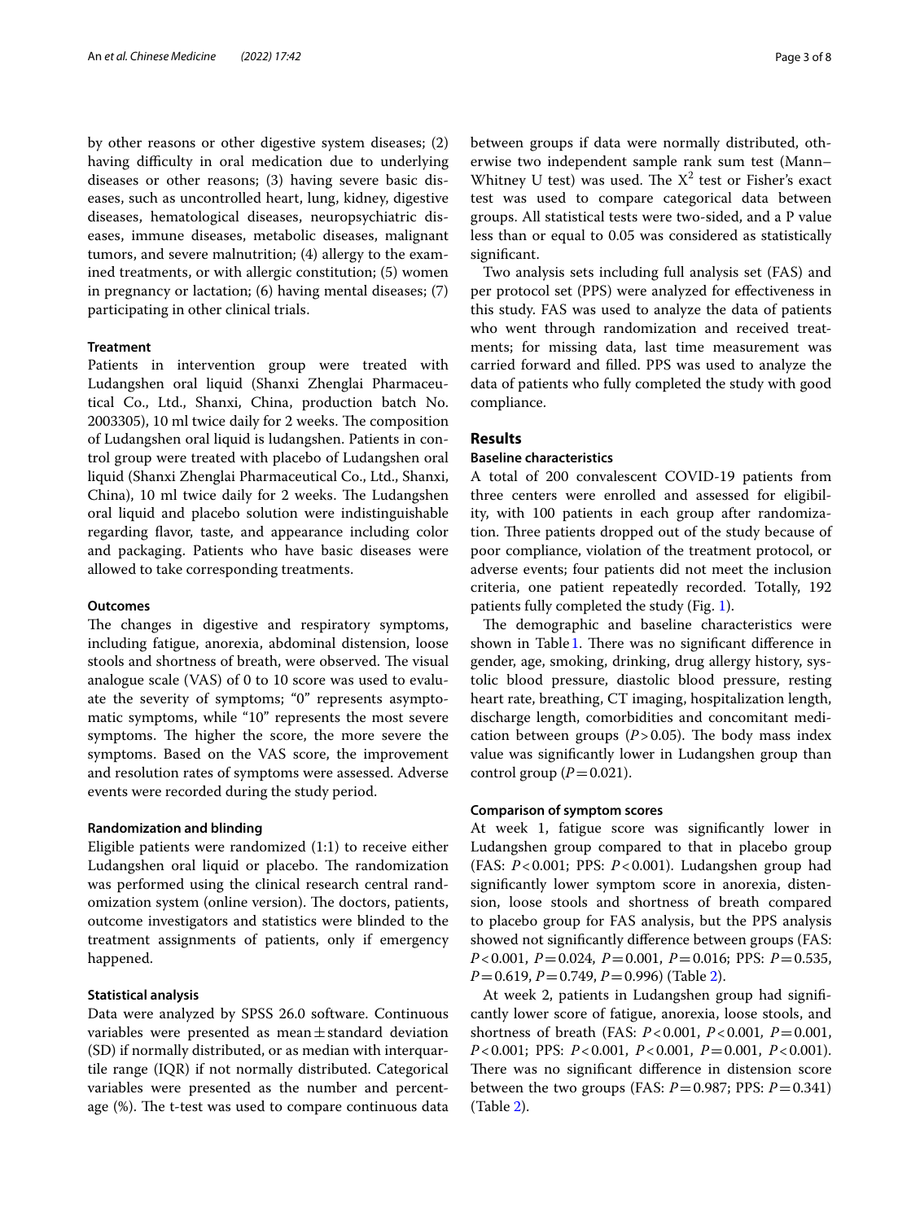by other reasons or other digestive system diseases; (2) having difficulty in oral medication due to underlying diseases or other reasons; (3) having severe basic diseases, such as uncontrolled heart, lung, kidney, digestive diseases, hematological diseases, neuropsychiatric diseases, immune diseases, metabolic diseases, malignant tumors, and severe malnutrition; (4) allergy to the examined treatments, or with allergic constitution; (5) women in pregnancy or lactation; (6) having mental diseases; (7) participating in other clinical trials.

### Treatment

Patients in intervention group were treated with Ludangshen oral liquid (Shanxi Zhenglai Pharmaceutical Co., Ltd., Shanxi, China, production batch No. 2003305), 10 ml twice daily for 2 weeks. The composition of Ludangshen oral liquid is ludangshen. Patients in control group were treated with placebo of Ludangshen oral liquid (Shanxi Zhenglai Pharmaceutical Co., Ltd., Shanxi, China), 10 ml twice daily for 2 weeks. The Ludangshen oral liquid and placebo solution were indistinguishable regarding flavor, taste, and appearance including color and packaging. Patients who have basic diseases were allowed to take corresponding treatments.

### Outcomes

The changes in digestive and respiratory symptoms, including fatigue, anorexia, abdominal distension, loose stools and shortness of breath, were observed. The visual analogue scale (VAS) of 0 to 10 score was used to evaluate the severity of symptoms; "0" represents asymptomatic symptoms, while "10" represents the most severe symptoms. The higher the score, the more severe the symptoms. Based on the VAS score, the improvement and resolution rates of symptoms were assessed. Adverse events were recorded during the study period.

### Randomization and blinding

Eligible patients were randomized (1:1) to receive either Ludangshen oral liquid or placebo. The randomization was performed using the clinical research central randomization system (online version). The doctors, patients, outcome investigators and statistics were blinded to the treatment assignments of patients, only if emergency happened.

### Statistical analysis

Data were analyzed by SPSS 26.0 software. Continuous variables were presented as mean ± standard deviation (SD) if normally distributed, or as median with interquartile range (IQR) if not normally distributed. Categorical variables were presented as the number and percentage (%). The t-test was used to compare continuous data between groups if data were normally distributed, otherwise two independent sample rank sum test (Mann–Whitney U test) was used. The $X^2$ test or Fisher's exact test was used to compare categorical data between groups. All statistical tests were two-sided, and a P value less than or equal to 0.05 was considered as statistically significant.

Two analysis sets including full analysis set (FAS) and per protocol set (PPS) were analyzed for effectiveness in this study. FAS was used to analyze the data of patients who went through randomization and received treatments; for missing data, last time measurement was carried forward and filled. PPS was used to analyze the data of patients who fully completed the study with good compliance.

## Results

### Baseline characteristics

A total of 200 convalescent COVID-19 patients from three centers were enrolled and assessed for eligibility, with 100 patients in each group after randomization. Three patients dropped out of the study because of poor compliance, violation of the treatment protocol, or adverse events; four patients did not meet the inclusion criteria, one patient repeatedly recorded. Totally, 192 patients fully completed the study (Fig. 1).

The demographic and baseline characteristics were shown in Table 1. There was no significant difference in gender, age, smoking, drinking, drug allergy history, systolic blood pressure, diastolic blood pressure, resting heart rate, breathing, CT imaging, hospitalization length, discharge length, comorbidities and concomitant medication between groups ($P > 0.05$). The body mass index value was significantly lower in Ludangshen group than control group ($P = 0.021$).

### Comparison of symptom scores

At week 1, fatigue score was significantly lower in Ludangshen group compared to that in placebo group (FAS: $P < 0.001$; PPS: $P < 0.001$). Ludangshen group had significantly lower symptom score in anorexia, distension, loose stools and shortness of breath compared to placebo group for FAS analysis, but the PPS analysis showed not significantly difference between groups (FAS: $P < 0.001$, $P = 0.024$, $P = 0.001$, $P = 0.016$; PPS: $P = 0.535$, $P = 0.619$, $P = 0.749$, $P = 0.996$) (Table 2).

At week 2, patients in Ludangshen group had significantly lower score of fatigue, anorexia, loose stools, and shortness of breath (FAS: $P < 0.001$, $P < 0.001$, $P = 0.001$, $P < 0.001$; PPS: $P < 0.001$, $P < 0.001$, $P = 0.001$, $P < 0.001$). There was no significant difference in distension score between the two groups (FAS: $P = 0.987$; PPS: $P = 0.341$) (Table 2).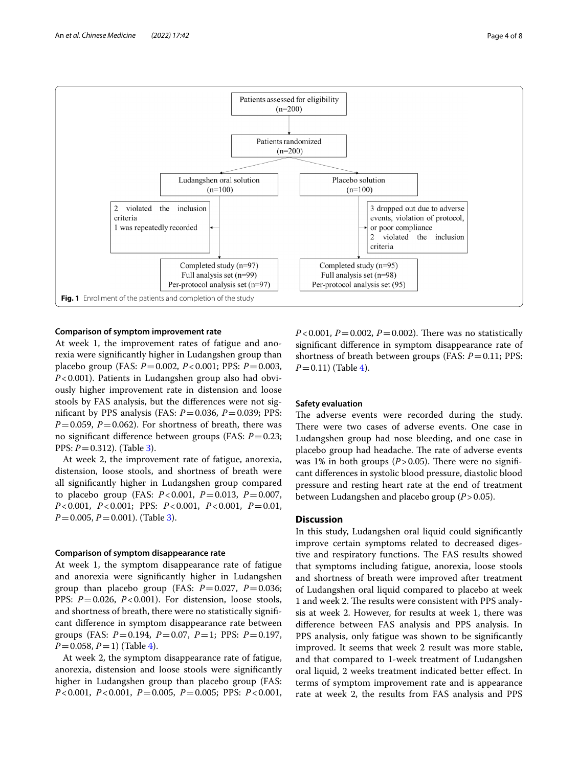Patients assessed for eligibility (n=200)

Patients randomized (n=200)

Ludangshen oral solution (n=100)

Placebo solution (n=100)

2 violated the inclusion criteria
1 was repeatedly recorded

3 dropped out due to adverse events, violation of protocol, or poor compliance
2 violated the inclusion criteria

Completed study (n=97)
Full analysis set (n=99)
Per-protocol analysis set (n=97)

Completed study (n=95)
Full analysis set (n=98)
Per-protocol analysis set (95)

**Fig. 1** Enrollment of the patients and completion of the study

### Comparison of symptom improvement rate

At week 1, the improvement rates of fatigue and anorexia were significantly higher in Ludangshen group than placebo group (FAS: $P=0.002$, $P<0.001$; PPS: $P=0.003$, $P<0.001$). Patients in Ludangshen group also had obviously higher improvement rate in distension and loose stools by FAS analysis, but the differences were not significant by PPS analysis (FAS: $P=0.036$, $P=0.039$; PPS: $P=0.059$, $P=0.062$). For shortness of breath, there was no significant difference between groups (FAS: $P=0.23$; PPS: $P=0.312$). (Table 3).

At week 2, the improvement rate of fatigue, anorexia, distension, loose stools, and shortness of breath were all significantly higher in Ludangshen group compared to placebo group (FAS: $P<0.001$, $P=0.013$, $P=0.007$, $P<0.001$, $P<0.001$; PPS: $P<0.001$, $P<0.001$, $P=0.01$, $P=0.005$, $P=0.001$). (Table 3).

### Comparison of symptom disappearance rate

At week 1, the symptom disappearance rate of fatigue and anorexia were significantly higher in Ludangshen group than placebo group (FAS: $P=0.027$, $P=0.036$; PPS: $P=0.026$, $P<0.001$). For distension, loose stools, and shortness of breath, there were no statistically significant difference in symptom disappearance rate between groups (FAS: $P=0.194$, $P=0.07$, $P=1$; PPS: $P=0.197$, $P=0.058$, $P=1$) (Table 4).

At week 2, the symptom disappearance rate of fatigue, anorexia, distension and loose stools were significantly higher in Ludangshen group than placebo group (FAS: $P<0.001$, $P<0.001$, $P=0.005$, $P=0.005$; PPS: $P<0.001$, $P<0.001$, $P=0.002$, $P=0.002$). There was no statistically significant difference in symptom disappearance rate of shortness of breath between groups (FAS: $P=0.11$; PPS: $P=0.11$) (Table 4).

### Safety evaluation

The adverse events were recorded during the study. There were two cases of adverse events. One case in Ludangshen group had nose bleeding, and one case in placebo group had headache. The rate of adverse events was 1% in both groups ($P>0.05$). There were no significant differences in systolic blood pressure, diastolic blood pressure and resting heart rate at the end of treatment between Ludangshen and placebo group ($P>0.05$).

## Discussion

In this study, Ludangshen oral liquid could significantly improve certain symptoms related to decreased digestive and respiratory functions. The FAS results showed that symptoms including fatigue, anorexia, loose stools and shortness of breath were improved after treatment of Ludangshen oral liquid compared to placebo at week 1 and week 2. The results were consistent with PPS analysis at week 2. However, for results at week 1, there was difference between FAS analysis and PPS analysis. In PPS analysis, only fatigue was shown to be significantly improved. It seems that week 2 result was more stable, and that compared to 1-week treatment of Ludangshen oral liquid, 2 weeks treatment indicated better effect. In terms of symptom improvement rate and is appearance rate at week 2, the results from FAS analysis and PPS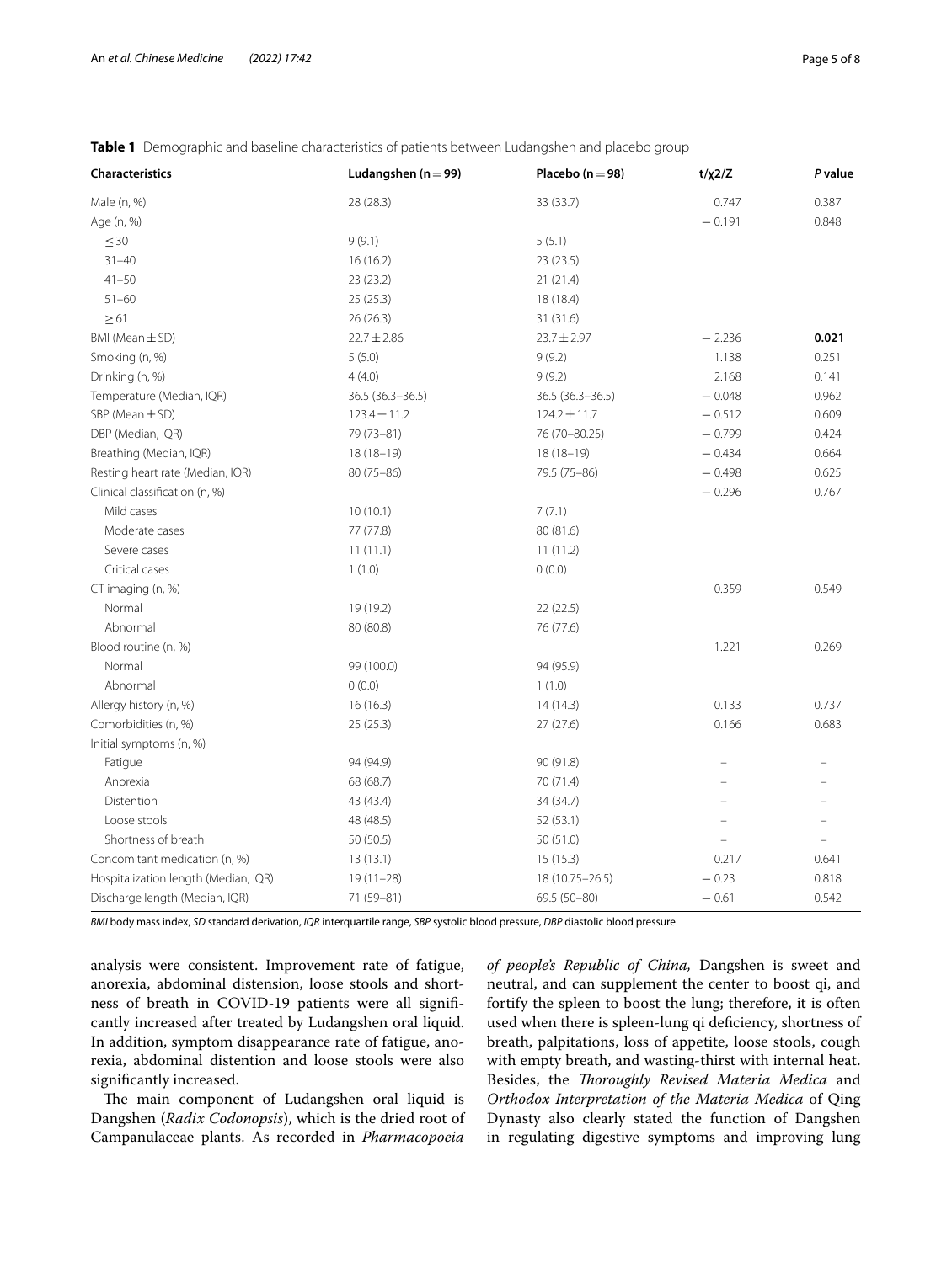**Table 1** Demographic and baseline characteristics of patients between Ludangshen and placebo group

| Characteristics | Ludangshen (n = 99) | Placebo (n = 98) | t/χ2/Z | *P* value |
|---|---|---|---|---|
| Male (n, %) | 28 (28.3) | 33 (33.7) | 0.747 | 0.387 |
| Age (n, %) | | | − 0.191 | 0.848 |
| ≤ 30 | 9 (9.1) | 5 (5.1) | | |
| 31–40 | 16 (16.2) | 23 (23.5) | | |
| 41–50 | 23 (23.2) | 21 (21.4) | | |
| 51–60 | 25 (25.3) | 18 (18.4) | | |
| ≥ 61 | 26 (26.3) | 31 (31.6) | | |
| BMI (Mean ± SD) | 22.7 ± 2.86 | 23.7 ± 2.97 | − 2.236 | **0.021** |
| Smoking (n, %) | 5 (5.0) | 9 (9.2) | 1.138 | 0.251 |
| Drinking (n, %) | 4 (4.0) | 9 (9.2) | 2.168 | 0.141 |
| Temperature (Median, IQR) | 36.5 (36.3–36.5) | 36.5 (36.3–36.5) | − 0.048 | 0.962 |
| SBP (Mean ± SD) | 123.4 ± 11.2 | 124.2 ± 11.7 | − 0.512 | 0.609 |
| DBP (Median, IQR) | 79 (73–81) | 76 (70–80.25) | − 0.799 | 0.424 |
| Breathing (Median, IQR) | 18 (18–19) | 18 (18–19) | − 0.434 | 0.664 |
| Resting heart rate (Median, IQR) | 80 (75–86) | 79.5 (75–86) | − 0.498 | 0.625 |
| Clinical classification (n, %) | | | − 0.296 | 0.767 |
| Mild cases | 10 (10.1) | 7 (7.1) | | |
| Moderate cases | 77 (77.8) | 80 (81.6) | | |
| Severe cases | 11 (11.1) | 11 (11.2) | | |
| Critical cases | 1 (1.0) | 0 (0.0) | | |
| CT imaging (n, %) | | | 0.359 | 0.549 |
| Normal | 19 (19.2) | 22 (22.5) | | |
| Abnormal | 80 (80.8) | 76 (77.6) | | |
| Blood routine (n, %) | | | 1.221 | 0.269 |
| Normal | 99 (100.0) | 94 (95.9) | | |
| Abnormal | 0 (0.0) | 1 (1.0) | | |
| Allergy history (n, %) | 16 (16.3) | 14 (14.3) | 0.133 | 0.737 |
| Comorbidities (n, %) | 25 (25.3) | 27 (27.6) | 0.166 | 0.683 |
| Initial symptoms (n, %) | | | | |
| Fatigue | 94 (94.9) | 90 (91.8) | – | – |
| Anorexia | 68 (68.7) | 70 (71.4) | – | – |
| Distention | 43 (43.4) | 34 (34.7) | – | – |
| Loose stools | 48 (48.5) | 52 (53.1) | – | – |
| Shortness of breath | 50 (50.5) | 50 (51.0) | – | – |
| Concomitant medication (n, %) | 13 (13.1) | 15 (15.3) | 0.217 | 0.641 |
| Hospitalization length (Median, IQR) | 19 (11–28) | 18 (10.75–26.5) | − 0.23 | 0.818 |
| Discharge length (Median, IQR) | 71 (59–81) | 69.5 (50–80) | − 0.61 | 0.542 |

*BMI* body mass index, *SD* standard derivation, *IQR* interquartile range, *SBP* systolic blood pressure, *DBP* diastolic blood pressure

analysis were consistent. Improvement rate of fatigue, anorexia, abdominal distension, loose stools and shortness of breath in COVID-19 patients were all significantly increased after treated by Ludangshen oral liquid. In addition, symptom disappearance rate of fatigue, anorexia, abdominal distention and loose stools were also significantly increased.

The main component of Ludangshen oral liquid is Dangshen (*Radix Codonopsis*), which is the dried root of Campanulaceae plants. As recorded in *Pharmacopoeia of people's Republic of China,* Dangshen is sweet and neutral, and can supplement the center to boost qi, and fortify the spleen to boost the lung; therefore, it is often used when there is spleen-lung qi deficiency, shortness of breath, palpitations, loss of appetite, loose stools, cough with empty breath, and wasting-thirst with internal heat. Besides, the *Thoroughly Revised Materia Medica* and *Orthodox Interpretation of the Materia Medica* of Qing Dynasty also clearly stated the function of Dangshen in regulating digestive symptoms and improving lung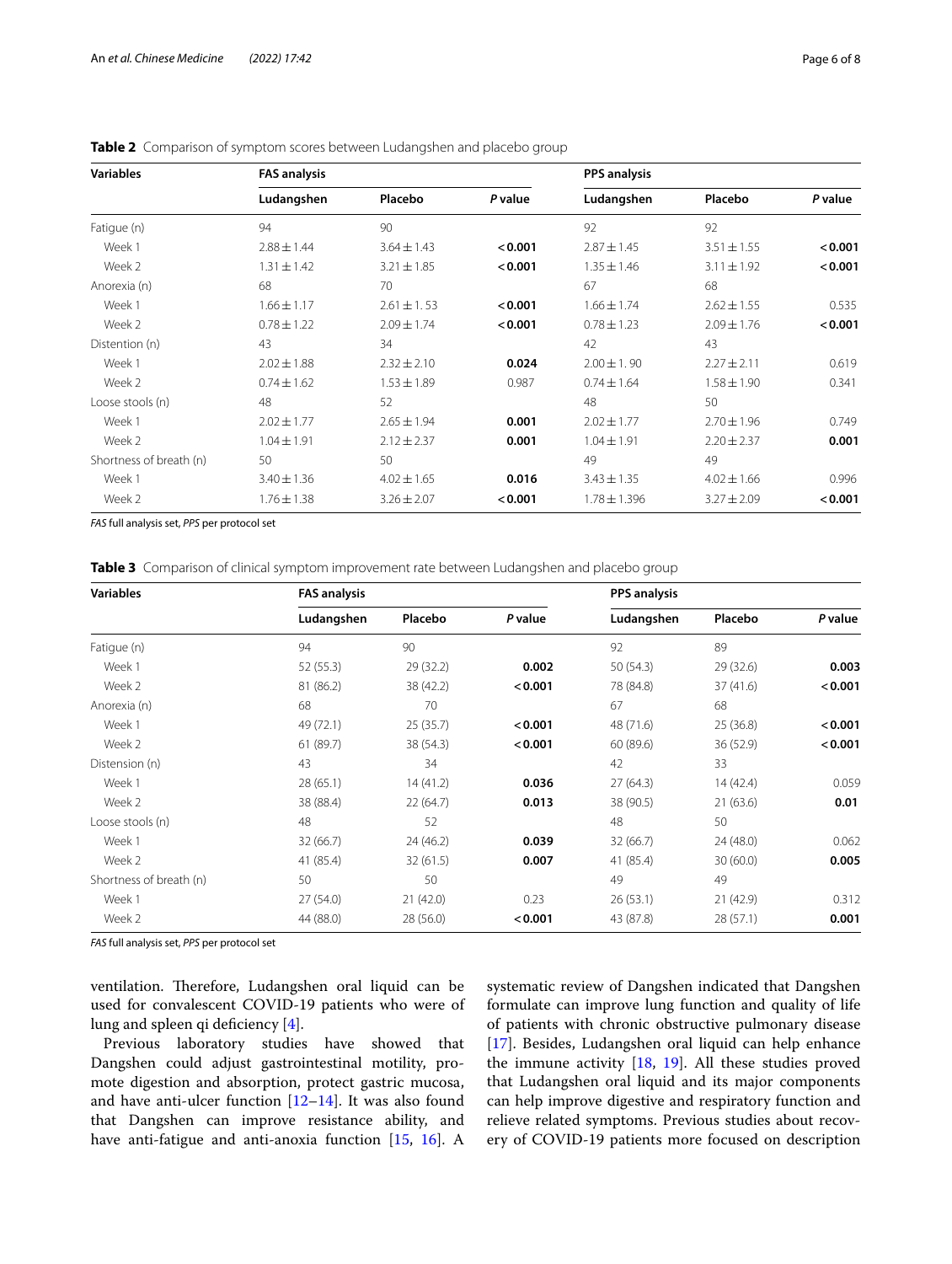**Table 2** Comparison of symptom scores between Ludangshen and placebo group

| Variables | FAS analysis | | | PPS analysis | | |
|---|---|---|---|---|---|---|
| | Ludangshen | Placebo | *P* value | Ludangshen | Placebo | *P* value |
| Fatigue (n) | 94 | 90 | | 92 | 92 | |
| Week 1 | 2.88 ± 1.44 | 3.64 ± 1.43 | **< 0.001** | 2.87 ± 1.45 | 3.51 ± 1.55 | **< 0.001** |
| Week 2 | 1.31 ± 1.42 | 3.21 ± 1.85 | **< 0.001** | 1.35 ± 1.46 | 3.11 ± 1.92 | **< 0.001** |
| Anorexia (n) | 68 | 70 | | 67 | 68 | |
| Week 1 | 1.66 ± 1.17 | 2.61 ± 1. 53 | **< 0.001** | 1.66 ± 1.74 | 2.62 ± 1.55 | 0.535 |
| Week 2 | 0.78 ± 1.22 | 2.09 ± 1.74 | **< 0.001** | 0.78 ± 1.23 | 2.09 ± 1.76 | **< 0.001** |
| Distention (n) | 43 | 34 | | 42 | 43 | |
| Week 1 | 2.02 ± 1.88 | 2.32 ± 2.10 | **0.024** | 2.00 ± 1. 90 | 2.27 ± 2.11 | 0.619 |
| Week 2 | 0.74 ± 1.62 | 1.53 ± 1.89 | 0.987 | 0.74 ± 1.64 | 1.58 ± 1.90 | 0.341 |
| Loose stools (n) | 48 | 52 | | 48 | 50 | |
| Week 1 | 2.02 ± 1.77 | 2.65 ± 1.94 | **0.001** | 2.02 ± 1.77 | 2.70 ± 1.96 | 0.749 |
| Week 2 | 1.04 ± 1.91 | 2.12 ± 2.37 | **0.001** | 1.04 ± 1.91 | 2.20 ± 2.37 | **0.001** |
| Shortness of breath (n) | 50 | 50 | | 49 | 49 | |
| Week 1 | 3.40 ± 1.36 | 4.02 ± 1.65 | **0.016** | 3.43 ± 1.35 | 4.02 ± 1.66 | 0.996 |
| Week 2 | 1.76 ± 1.38 | 3.26 ± 2.07 | **< 0.001** | 1.78 ± 1.396 | 3.27 ± 2.09 | **< 0.001** |

*FAS* full analysis set, *PPS* per protocol set

**Table 3** Comparison of clinical symptom improvement rate between Ludangshen and placebo group

| Variables | FAS analysis | | | PPS analysis | | |
|---|---|---|---|---|---|---|
| | Ludangshen | Placebo | *P* value | Ludangshen | Placebo | *P* value |
| Fatigue (n) | 94 | 90 | | 92 | 89 | |
| Week 1 | 52 (55.3) | 29 (32.2) | **0.002** | 50 (54.3) | 29 (32.6) | **0.003** |
| Week 2 | 81 (86.2) | 38 (42.2) | **< 0.001** | 78 (84.8) | 37 (41.6) | **< 0.001** |
| Anorexia (n) | 68 | 70 | | 67 | 68 | |
| Week 1 | 49 (72.1) | 25 (35.7) | **< 0.001** | 48 (71.6) | 25 (36.8) | **< 0.001** |
| Week 2 | 61 (89.7) | 38 (54.3) | **< 0.001** | 60 (89.6) | 36 (52.9) | **< 0.001** |
| Distension (n) | 43 | 34 | | 42 | 33 | |
| Week 1 | 28 (65.1) | 14 (41.2) | **0.036** | 27 (64.3) | 14 (42.4) | 0.059 |
| Week 2 | 38 (88.4) | 22 (64.7) | **0.013** | 38 (90.5) | 21 (63.6) | **0.01** |
| Loose stools (n) | 48 | 52 | | 48 | 50 | |
| Week 1 | 32 (66.7) | 24 (46.2) | **0.039** | 32 (66.7) | 24 (48.0) | 0.062 |
| Week 2 | 41 (85.4) | 32 (61.5) | **0.007** | 41 (85.4) | 30 (60.0) | **0.005** |
| Shortness of breath (n) | 50 | 50 | | 49 | 49 | |
| Week 1 | 27 (54.0) | 21 (42.0) | 0.23 | 26 (53.1) | 21 (42.9) | 0.312 |
| Week 2 | 44 (88.0) | 28 (56.0) | **< 0.001** | 43 (87.8) | 28 (57.1) | **0.001** |

*FAS* full analysis set, *PPS* per protocol set

ventilation. Therefore, Ludangshen oral liquid can be used for convalescent COVID-19 patients who were of lung and spleen qi deficiency [4].

Previous laboratory studies have showed that Dangshen could adjust gastrointestinal motility, promote digestion and absorption, protect gastric mucosa, and have anti-ulcer function [12–14]. It was also found that Dangshen can improve resistance ability, and have anti-fatigue and anti-anoxia function [15, 16]. A systematic review of Dangshen indicated that Dangshen formulate can improve lung function and quality of life of patients with chronic obstructive pulmonary disease [17]. Besides, Ludangshen oral liquid can help enhance the immune activity [18, 19]. All these studies proved that Ludangshen oral liquid and its major components can help improve digestive and respiratory function and relieve related symptoms. Previous studies about recovery of COVID-19 patients more focused on description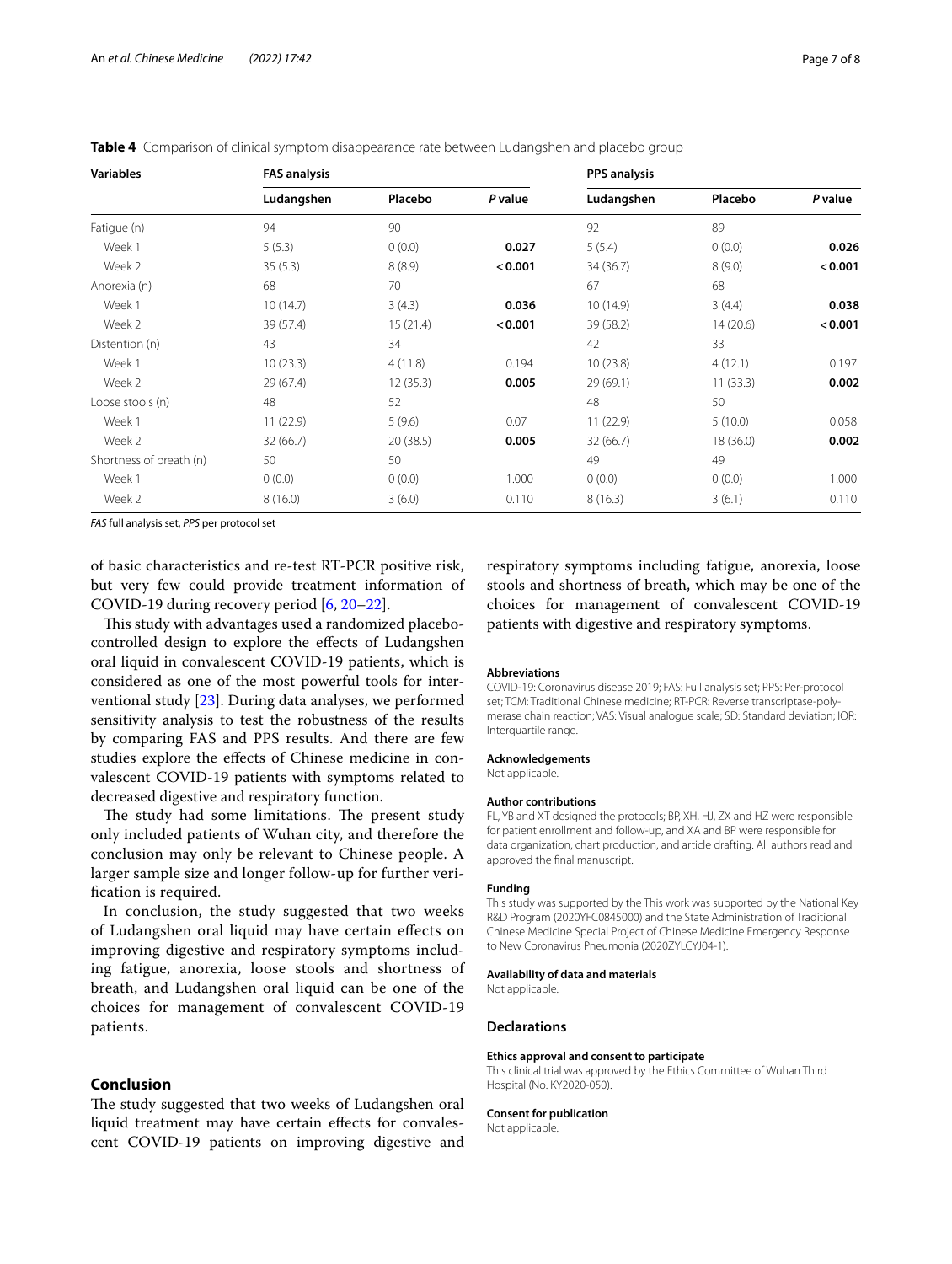**Table 4** Comparison of clinical symptom disappearance rate between Ludangshen and placebo group

| Variables | FAS analysis | | | PPS analysis | | |
|---|---|---|---|---|---|---|
| | Ludangshen | Placebo | *P* value | Ludangshen | Placebo | *P* value |
| Fatigue (n) | 94 | 90 | | 92 | 89 | |
| Week 1 | 5 (5.3) | 0 (0.0) | **0.027** | 5 (5.4) | 0 (0.0) | **0.026** |
| Week 2 | 35 (5.3) | 8 (8.9) | **< 0.001** | 34 (36.7) | 8 (9.0) | **< 0.001** |
| Anorexia (n) | 68 | 70 | | 67 | 68 | |
| Week 1 | 10 (14.7) | 3 (4.3) | **0.036** | 10 (14.9) | 3 (4.4) | **0.038** |
| Week 2 | 39 (57.4) | 15 (21.4) | **< 0.001** | 39 (58.2) | 14 (20.6) | **< 0.001** |
| Distention (n) | 43 | 34 | | 42 | 33 | |
| Week 1 | 10 (23.3) | 4 (11.8) | 0.194 | 10 (23.8) | 4 (12.1) | 0.197 |
| Week 2 | 29 (67.4) | 12 (35.3) | **0.005** | 29 (69.1) | 11 (33.3) | **0.002** |
| Loose stools (n) | 48 | 52 | | 48 | 50 | |
| Week 1 | 11 (22.9) | 5 (9.6) | 0.07 | 11 (22.9) | 5 (10.0) | 0.058 |
| Week 2 | 32 (66.7) | 20 (38.5) | **0.005** | 32 (66.7) | 18 (36.0) | **0.002** |
| Shortness of breath (n) | 50 | 50 | | 49 | 49 | |
| Week 1 | 0 (0.0) | 0 (0.0) | 1.000 | 0 (0.0) | 0 (0.0) | 1.000 |
| Week 2 | 8 (16.0) | 3 (6.0) | 0.110 | 8 (16.3) | 3 (6.1) | 0.110 |

*FAS* full analysis set, *PPS* per protocol set

of basic characteristics and re-test RT-PCR positive risk, but very few could provide treatment information of COVID-19 during recovery period [6, 20–22].

This study with advantages used a randomized placebo-controlled design to explore the effects of Ludangshen oral liquid in convalescent COVID-19 patients, which is considered as one of the most powerful tools for interventional study [23]. During data analyses, we performed sensitivity analysis to test the robustness of the results by comparing FAS and PPS results. And there are few studies explore the effects of Chinese medicine in convalescent COVID-19 patients with symptoms related to decreased digestive and respiratory function.

The study had some limitations. The present study only included patients of Wuhan city, and therefore the conclusion may only be relevant to Chinese people. A larger sample size and longer follow-up for further verification is required.

In conclusion, the study suggested that two weeks of Ludangshen oral liquid may have certain effects on improving digestive and respiratory symptoms including fatigue, anorexia, loose stools and shortness of breath, and Ludangshen oral liquid can be one of the choices for management of convalescent COVID-19 patients.

## Conclusion

The study suggested that two weeks of Ludangshen oral liquid treatment may have certain effects for convalescent COVID-19 patients on improving digestive and respiratory symptoms including fatigue, anorexia, loose stools and shortness of breath, which may be one of the choices for management of convalescent COVID-19 patients with digestive and respiratory symptoms.

#### Abbreviations

COVID-19: Coronavirus disease 2019; FAS: Full analysis set; PPS: Per-protocol set; TCM: Traditional Chinese medicine; RT-PCR: Reverse transcriptase-polymerase chain reaction; VAS: Visual analogue scale; SD: Standard deviation; IQR: Interquartile range.

#### Acknowledgements

Not applicable.

#### Author contributions

FL, YB and XT designed the protocols; BP, XH, HJ, ZX and HZ were responsible for patient enrollment and follow-up, and XA and BP were responsible for data organization, chart production, and article drafting. All authors read and approved the final manuscript.

#### Funding

This study was supported by the This work was supported by the National Key R&D Program (2020YFC0845000) and the State Administration of Traditional Chinese Medicine Special Project of Chinese Medicine Emergency Response to New Coronavirus Pneumonia (2020ZYLCYJ04-1).

#### Availability of data and materials

Not applicable.

### Declarations

#### Ethics approval and consent to participate

This clinical trial was approved by the Ethics Committee of Wuhan Third Hospital (No. KY2020-050).

#### Consent for publication

Not applicable.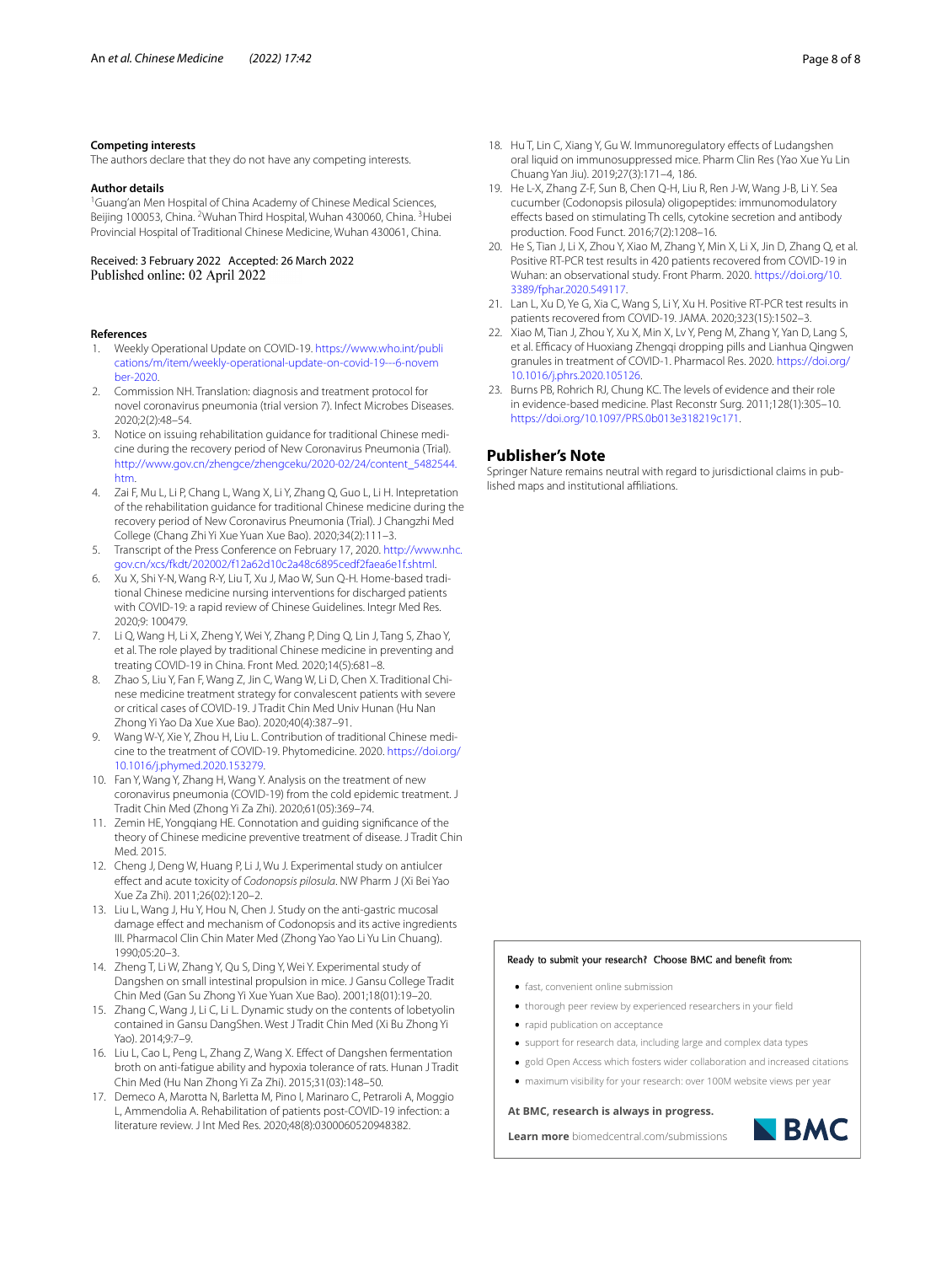### Competing interests

The authors declare that they do not have any competing interests.

### Author details

[1]Guang'an Men Hospital of China Academy of Chinese Medical Sciences, Beijing 100053, China. [2]Wuhan Third Hospital, Wuhan 430060, China. [3]Hubei Provincial Hospital of Traditional Chinese Medicine, Wuhan 430061, China.

Received: 3 February 2022 Accepted: 26 March 2022
Published online: 02 April 2022

### References

1. Weekly Operational Update on COVID-19. https://www.who.int/publications/m/item/weekly-operational-update-on-covid-19---6-november-2020.
2. Commission NH. Translation: diagnosis and treatment protocol for novel coronavirus pneumonia (trial version 7). Infect Microbes Diseases. 2020;2(2):48–54.
3. Notice on issuing rehabilitation guidance for traditional Chinese medicine during the recovery period of New Coronavirus Pneumonia (Trial). http://www.gov.cn/zhengce/zhengceku/2020-02/24/content_5482544.htm.
4. Zai F, Mu L, Li P, Chang L, Wang X, Li Y, Zhang Q, Guo L, Li H. Intepretation of the rehabilitation guidance for traditional Chinese medicine during the recovery period of New Coronavirus Pneumonia (Trial). J Changzhi Med College (Chang Zhi Yi Xue Yuan Xue Bao). 2020;34(2):111–3.
5. Transcript of the Press Conference on February 17, 2020. http://www.nhc.gov.cn/xcs/fkdt/202002/f12a62d10c2a48c6895cedf2faea6e1f.shtml.
6. Xu X, Shi Y-N, Wang R-Y, Liu T, Xu J, Mao W, Sun Q-H. Home-based traditional Chinese medicine nursing interventions for discharged patients with COVID-19: a rapid review of Chinese Guidelines. Integr Med Res. 2020;9: 100479.
7. Li Q, Wang H, Li X, Zheng Y, Wei Y, Zhang P, Ding Q, Lin J, Tang S, Zhao Y, et al. The role played by traditional Chinese medicine in preventing and treating COVID-19 in China. Front Med. 2020;14(5):681–8.
8. Zhao S, Liu Y, Fan F, Wang Z, Jin C, Wang W, Li D, Chen X. Traditional Chinese medicine treatment strategy for convalescent patients with severe or critical cases of COVID-19. J Tradit Chin Med Univ Hunan (Hu Nan Zhong Yi Yao Da Xue Xue Bao). 2020;40(4):387–91.
9. Wang W-Y, Xie Y, Zhou H, Liu L. Contribution of traditional Chinese medicine to the treatment of COVID-19. Phytomedicine. 2020. https://doi.org/10.1016/j.phymed.2020.153279.
10. Fan Y, Wang Y, Zhang H, Wang Y. Analysis on the treatment of new coronavirus pneumonia (COVID-19) from the cold epidemic treatment. J Tradit Chin Med (Zhong Yi Za Zhi). 2020;61(05):369–74.
11. Zemin HE, Yongqiang HE. Connotation and guiding significance of the theory of Chinese medicine preventive treatment of disease. J Tradit Chin Med. 2015.
12. Cheng J, Deng W, Huang P, Li J, Wu J. Experimental study on antiulcer effect and acute toxicity of *Codonopsis pilosula*. NW Pharm J (Xi Bei Yao Xue Za Zhi). 2011;26(02):120–2.
13. Liu L, Wang J, Hu Y, Hou N, Chen J. Study on the anti-gastric mucosal damage effect and mechanism of Codonopsis and its active ingredients III. Pharmacol Clin Chin Mater Med (Zhong Yao Yao Li Yu Lin Chuang). 1990;05:20–3.
14. Zheng T, Li W, Zhang Y, Qu S, Ding Y, Wei Y. Experimental study of Dangshen on small intestinal propulsion in mice. J Gansu College Tradit Chin Med (Gan Su Zhong Yi Xue Yuan Xue Bao). 2001;18(01):19–20.
15. Zhang C, Wang J, Li C, Li L. Dynamic study on the contents of lobetyolin contained in Gansu DangShen. West J Tradit Chin Med (Xi Bu Zhong Yi Yao). 2014;9:7–9.
16. Liu L, Cao L, Peng L, Zhang Z, Wang X. Effect of Dangshen fermentation broth on anti-fatigue ability and hypoxia tolerance of rats. Hunan J Tradit Chin Med (Hu Nan Zhong Yi Za Zhi). 2015;31(03):148–50.
17. Demeco A, Marotta N, Barletta M, Pino I, Marinaro C, Petraroli A, Moggio L, Ammendolia A. Rehabilitation of patients post-COVID-19 infection: a literature review. J Int Med Res. 2020;48(8):0300060520948382.
18. Hu T, Lin C, Xiang Y, Gu W. Immunoregulatory effects of Ludangshen oral liquid on immunosuppressed mice. Pharm Clin Res (Yao Xue Yu Lin Chuang Yan Jiu). 2019;27(3):171–4, 186.
19. He L-X, Zhang Z-F, Sun B, Chen Q-H, Liu R, Ren J-W, Wang J-B, Li Y. Sea cucumber (Codonopsis pilosula) oligopeptides: immunomodulatory effects based on stimulating Th cells, cytokine secretion and antibody production. Food Funct. 2016;7(2):1208–16.
20. He S, Tian J, Li X, Zhou Y, Xiao M, Zhang Y, Min X, Li X, Jin D, Zhang Q, et al. Positive RT-PCR test results in 420 patients recovered from COVID-19 in Wuhan: an observational study. Front Pharm. 2020. https://doi.org/10.3389/fphar.2020.549117.
21. Lan L, Xu D, Ye G, Xia C, Wang S, Li Y, Xu H. Positive RT-PCR test results in patients recovered from COVID-19. JAMA. 2020;323(15):1502–3.
22. Xiao M, Tian J, Zhou Y, Xu X, Min X, Lv Y, Peng M, Zhang Y, Yan D, Lang S, et al. Efficacy of Huoxiang Zhengqi dropping pills and Lianhua Qingwen granules in treatment of COVID-1. Pharmacol Res. 2020. https://doi.org/10.1016/j.phrs.2020.105126.
23. Burns PB, Rohrich RJ, Chung KC. The levels of evidence and their role in evidence-based medicine. Plast Reconstr Surg. 2011;128(1):305–10. https://doi.org/10.1097/PRS.0b013e318219c171.

## Publisher's Note

Springer Nature remains neutral with regard to jurisdictional claims in published maps and institutional affiliations.

Ready to submit your research? Choose BMC and benefit from:

- fast, convenient online submission
- thorough peer review by experienced researchers in your field
- rapid publication on acceptance
- support for research data, including large and complex data types
- gold Open Access which fosters wider collaboration and increased citations
- maximum visibility for your research: over 100M website views per year

**At BMC, research is always in progress.**

**Learn more** biomedcentral.com/submissions

BMC